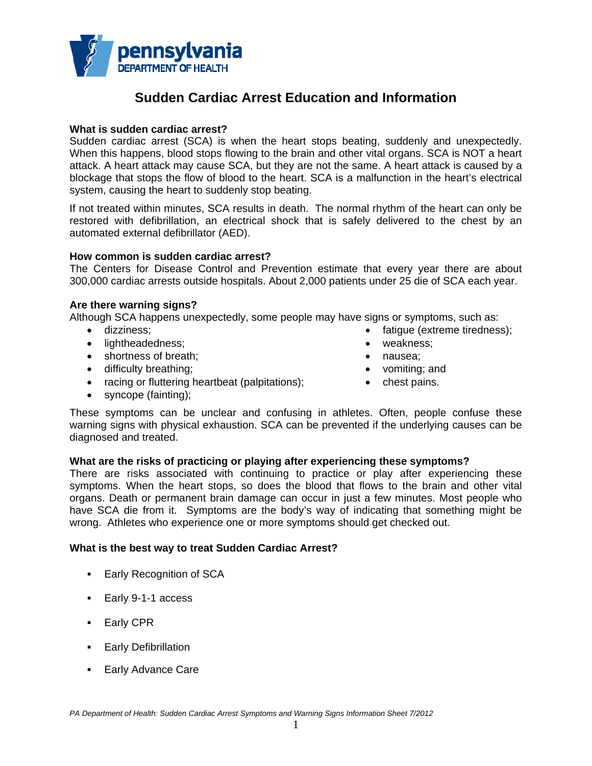pennsylvania
DEPARTMENT OF HEALTH

# Sudden Cardiac Arrest Education and Information

**What is sudden cardiac arrest?**

Sudden cardiac arrest (SCA) is when the heart stops beating, suddenly and unexpectedly. When this happens, blood stops flowing to the brain and other vital organs. SCA is NOT a heart attack. A heart attack may cause SCA, but they are not the same. A heart attack is caused by a blockage that stops the flow of blood to the heart. SCA is a malfunction in the heart's electrical system, causing the heart to suddenly stop beating.

If not treated within minutes, SCA results in death. The normal rhythm of the heart can only be restored with defibrillation, an electrical shock that is safely delivered to the chest by an automated external defibrillator (AED).

**How common is sudden cardiac arrest?**

The Centers for Disease Control and Prevention estimate that every year there are about 300,000 cardiac arrests outside hospitals. About 2,000 patients under 25 die of SCA each year.

**Are there warning signs?**

Although SCA happens unexpectedly, some people may have signs or symptoms, such as:

- dizziness;
- lightheadedness;
- shortness of breath;
- difficulty breathing;
- racing or fluttering heartbeat (palpitations);
- syncope (fainting);
- fatigue (extreme tiredness);
- weakness;
- nausea;
- vomiting; and
- chest pains.

These symptoms can be unclear and confusing in athletes. Often, people confuse these warning signs with physical exhaustion. SCA can be prevented if the underlying causes can be diagnosed and treated.

**What are the risks of practicing or playing after experiencing these symptoms?**

There are risks associated with continuing to practice or play after experiencing these symptoms. When the heart stops, so does the blood that flows to the brain and other vital organs. Death or permanent brain damage can occur in just a few minutes. Most people who have SCA die from it. Symptoms are the body's way of indicating that something might be wrong. Athletes who experience one or more symptoms should get checked out.

**What is the best way to treat Sudden Cardiac Arrest?**

- Early Recognition of SCA
- Early 9-1-1 access
- Early CPR
- Early Defibrillation
- Early Advance Care

*PA Department of Health: Sudden Cardiac Arrest Symptoms and Warning Signs Information Sheet 7/2012*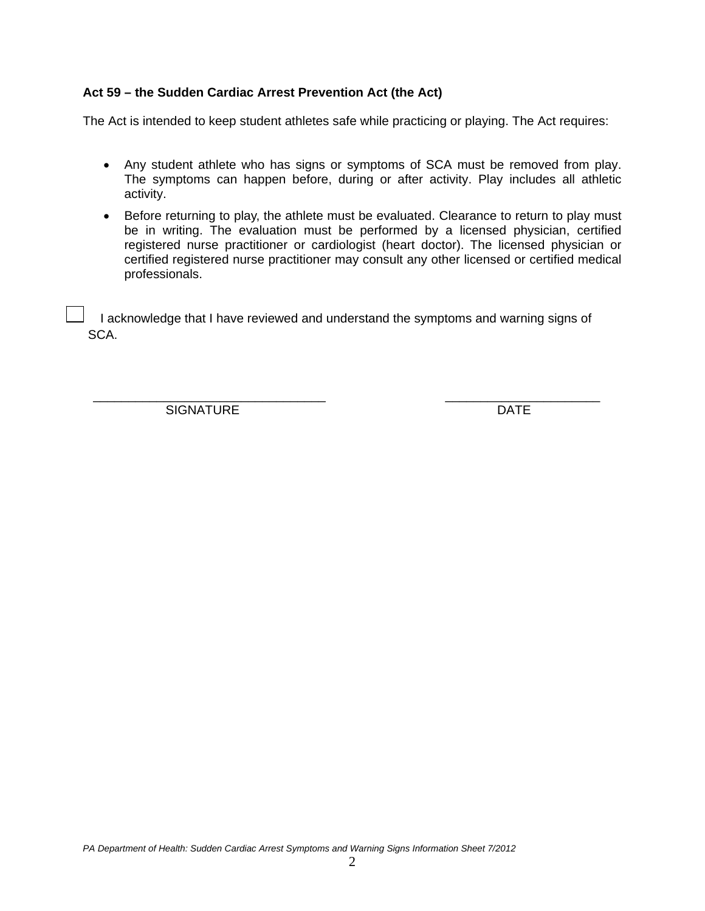**Act 59 – the Sudden Cardiac Arrest Prevention Act (the Act)**

The Act is intended to keep student athletes safe while practicing or playing. The Act requires:

- Any student athlete who has signs or symptoms of SCA must be removed from play. The symptoms can happen before, during or after activity. Play includes all athletic activity.
- Before returning to play, the athlete must be evaluated. Clearance to return to play must be in writing. The evaluation must be performed by a licensed physician, certified registered nurse practitioner or cardiologist (heart doctor). The licensed physician or certified registered nurse practitioner may consult any other licensed or certified medical professionals.

☐ I acknowledge that I have reviewed and understand the symptoms and warning signs of SCA.

_________________________________ SIGNATURE

______________________ DATE

*PA Department of Health: Sudden Cardiac Arrest Symptoms and Warning Signs Information Sheet 7/2012*